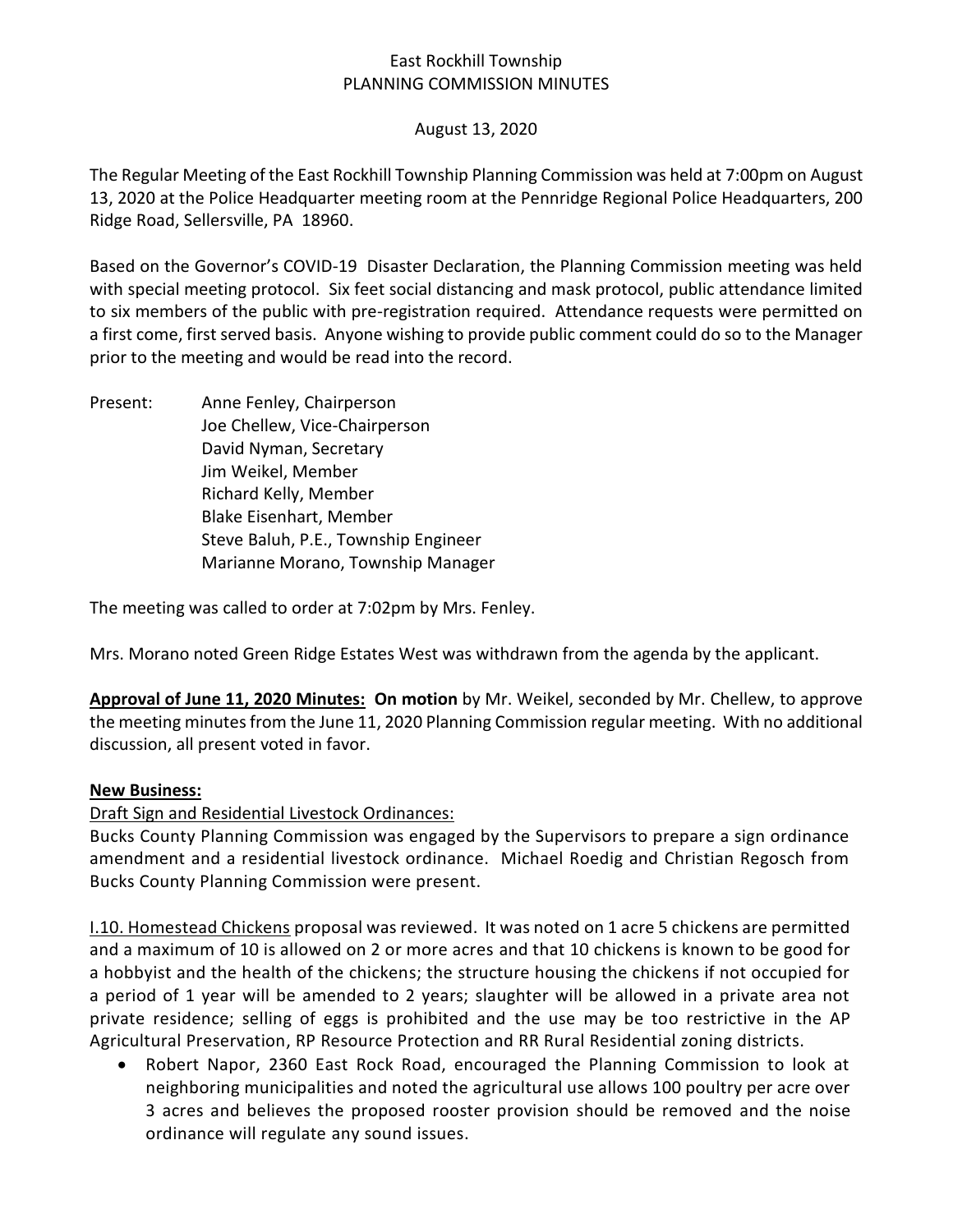East Rockhill Township
PLANNING COMMISSION MINUTES

August 13, 2020

The Regular Meeting of the East Rockhill Township Planning Commission was held at 7:00pm on August 13, 2020 at the Police Headquarter meeting room at the Pennridge Regional Police Headquarters, 200 Ridge Road, Sellersville, PA 18960.

Based on the Governor's COVID-19 Disaster Declaration, the Planning Commission meeting was held with special meeting protocol. Six feet social distancing and mask protocol, public attendance limited to six members of the public with pre-registration required. Attendance requests were permitted on a first come, first served basis. Anyone wishing to provide public comment could do so to the Manager prior to the meeting and would be read into the record.

Present:
- Anne Fenley, Chairperson
- Joe Chellew, Vice-Chairperson
- David Nyman, Secretary
- Jim Weikel, Member
- Richard Kelly, Member
- Blake Eisenhart, Member
- Steve Baluh, P.E., Township Engineer
- Marianne Morano, Township Manager

The meeting was called to order at 7:02pm by Mrs. Fenley.

Mrs. Morano noted Green Ridge Estates West was withdrawn from the agenda by the applicant.

**Approval of June 11, 2020 Minutes: On motion** by Mr. Weikel, seconded by Mr. Chellew, to approve the meeting minutes from the June 11, 2020 Planning Commission regular meeting. With no additional discussion, all present voted in favor.

**New Business:**

Draft Sign and Residential Livestock Ordinances:
Bucks County Planning Commission was engaged by the Supervisors to prepare a sign ordinance amendment and a residential livestock ordinance. Michael Roedig and Christian Regosch from Bucks County Planning Commission were present.

I.10. Homestead Chickens proposal was reviewed. It was noted on 1 acre 5 chickens are permitted and a maximum of 10 is allowed on 2 or more acres and that 10 chickens is known to be good for a hobbyist and the health of the chickens; the structure housing the chickens if not occupied for a period of 1 year will be amended to 2 years; slaughter will be allowed in a private area not private residence; selling of eggs is prohibited and the use may be too restrictive in the AP Agricultural Preservation, RP Resource Protection and RR Rural Residential zoning districts.

- Robert Napor, 2360 East Rock Road, encouraged the Planning Commission to look at neighboring municipalities and noted the agricultural use allows 100 poultry per acre over 3 acres and believes the proposed rooster provision should be removed and the noise ordinance will regulate any sound issues.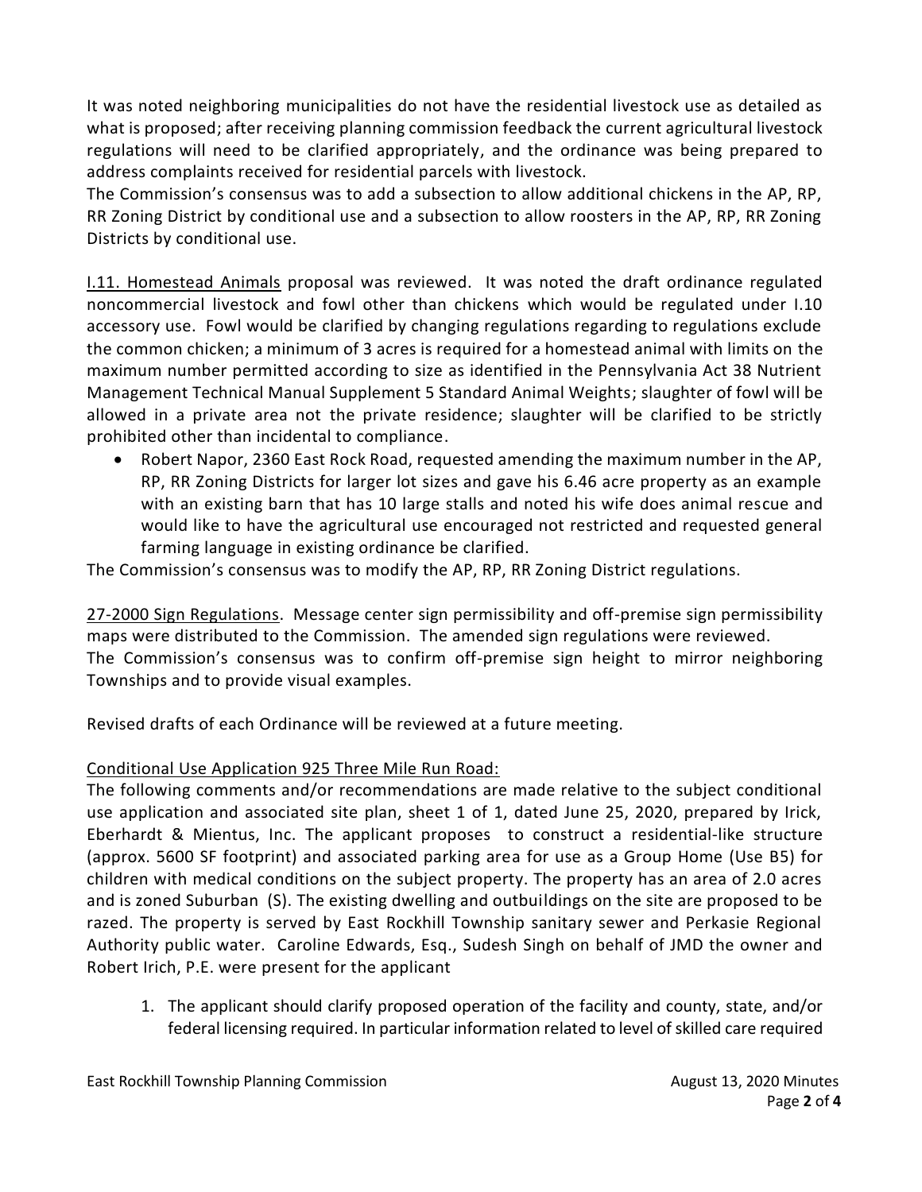It was noted neighboring municipalities do not have the residential livestock use as detailed as what is proposed; after receiving planning commission feedback the current agricultural livestock regulations will need to be clarified appropriately, and the ordinance was being prepared to address complaints received for residential parcels with livestock.

The Commission's consensus was to add a subsection to allow additional chickens in the AP, RP, RR Zoning District by conditional use and a subsection to allow roosters in the AP, RP, RR Zoning Districts by conditional use.

<u>I.11. Homestead Animals</u> proposal was reviewed. It was noted the draft ordinance regulated noncommercial livestock and fowl other than chickens which would be regulated under I.10 accessory use. Fowl would be clarified by changing regulations regarding to regulations exclude the common chicken; a minimum of 3 acres is required for a homestead animal with limits on the maximum number permitted according to size as identified in the Pennsylvania Act 38 Nutrient Management Technical Manual Supplement 5 Standard Animal Weights; slaughter of fowl will be allowed in a private area not the private residence; slaughter will be clarified to be strictly prohibited other than incidental to compliance.

- Robert Napor, 2360 East Rock Road, requested amending the maximum number in the AP, RP, RR Zoning Districts for larger lot sizes and gave his 6.46 acre property as an example with an existing barn that has 10 large stalls and noted his wife does animal rescue and would like to have the agricultural use encouraged not restricted and requested general farming language in existing ordinance be clarified.

The Commission's consensus was to modify the AP, RP, RR Zoning District regulations.

<u>27-2000 Sign Regulations</u>. Message center sign permissibility and off-premise sign permissibility maps were distributed to the Commission. The amended sign regulations were reviewed.

The Commission's consensus was to confirm off-premise sign height to mirror neighboring Townships and to provide visual examples.

Revised drafts of each Ordinance will be reviewed at a future meeting.

<u>Conditional Use Application 925 Three Mile Run Road:</u>

The following comments and/or recommendations are made relative to the subject conditional use application and associated site plan, sheet 1 of 1, dated June 25, 2020, prepared by Irick, Eberhardt & Mientus, Inc. The applicant proposes to construct a residential-like structure (approx. 5600 SF footprint) and associated parking area for use as a Group Home (Use B5) for children with medical conditions on the subject property. The property has an area of 2.0 acres and is zoned Suburban (S). The existing dwelling and outbuildings on the site are proposed to be razed. The property is served by East Rockhill Township sanitary sewer and Perkasie Regional Authority public water. Caroline Edwards, Esq., Sudesh Singh on behalf of JMD the owner and Robert Irich, P.E. were present for the applicant

1. The applicant should clarify proposed operation of the facility and county, state, and/or federal licensing required. In particular information related to level of skilled care required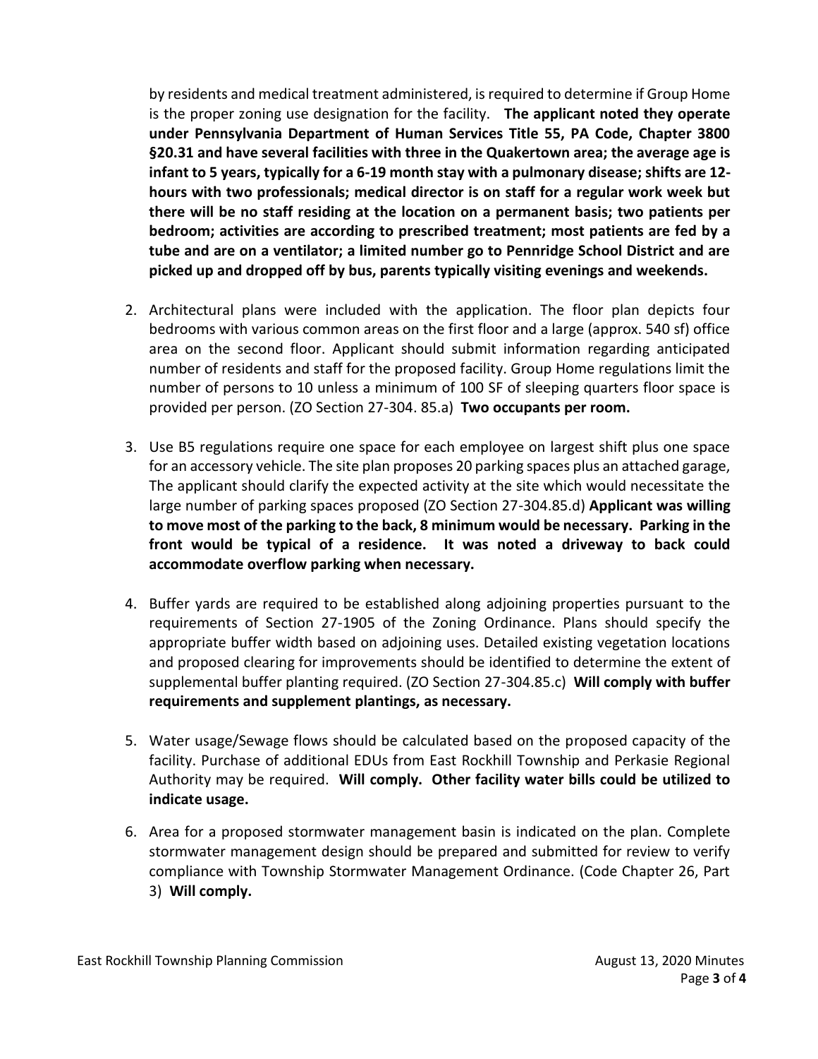by residents and medical treatment administered, is required to determine if Group Home is the proper zoning use designation for the facility. **The applicant noted they operate under Pennsylvania Department of Human Services Title 55, PA Code, Chapter 3800 §20.31 and have several facilities with three in the Quakertown area; the average age is infant to 5 years, typically for a 6-19 month stay with a pulmonary disease; shifts are 12-hours with two professionals; medical director is on staff for a regular work week but there will be no staff residing at the location on a permanent basis; two patients per bedroom; activities are according to prescribed treatment; most patients are fed by a tube and are on a ventilator; a limited number go to Pennridge School District and are picked up and dropped off by bus, parents typically visiting evenings and weekends.**

2. Architectural plans were included with the application. The floor plan depicts four bedrooms with various common areas on the first floor and a large (approx. 540 sf) office area on the second floor. Applicant should submit information regarding anticipated number of residents and staff for the proposed facility. Group Home regulations limit the number of persons to 10 unless a minimum of 100 SF of sleeping quarters floor space is provided per person. (ZO Section 27-304. 85.a) **Two occupants per room.**

3. Use B5 regulations require one space for each employee on largest shift plus one space for an accessory vehicle. The site plan proposes 20 parking spaces plus an attached garage, The applicant should clarify the expected activity at the site which would necessitate the large number of parking spaces proposed (ZO Section 27-304.85.d) **Applicant was willing to move most of the parking to the back, 8 minimum would be necessary. Parking in the front would be typical of a residence. It was noted a driveway to back could accommodate overflow parking when necessary.**

4. Buffer yards are required to be established along adjoining properties pursuant to the requirements of Section 27-1905 of the Zoning Ordinance. Plans should specify the appropriate buffer width based on adjoining uses. Detailed existing vegetation locations and proposed clearing for improvements should be identified to determine the extent of supplemental buffer planting required. (ZO Section 27-304.85.c) **Will comply with buffer requirements and supplement plantings, as necessary.**

5. Water usage/Sewage flows should be calculated based on the proposed capacity of the facility. Purchase of additional EDUs from East Rockhill Township and Perkasie Regional Authority may be required. **Will comply. Other facility water bills could be utilized to indicate usage.**

6. Area for a proposed stormwater management basin is indicated on the plan. Complete stormwater management design should be prepared and submitted for review to verify compliance with Township Stormwater Management Ordinance. (Code Chapter 26, Part 3) **Will comply.**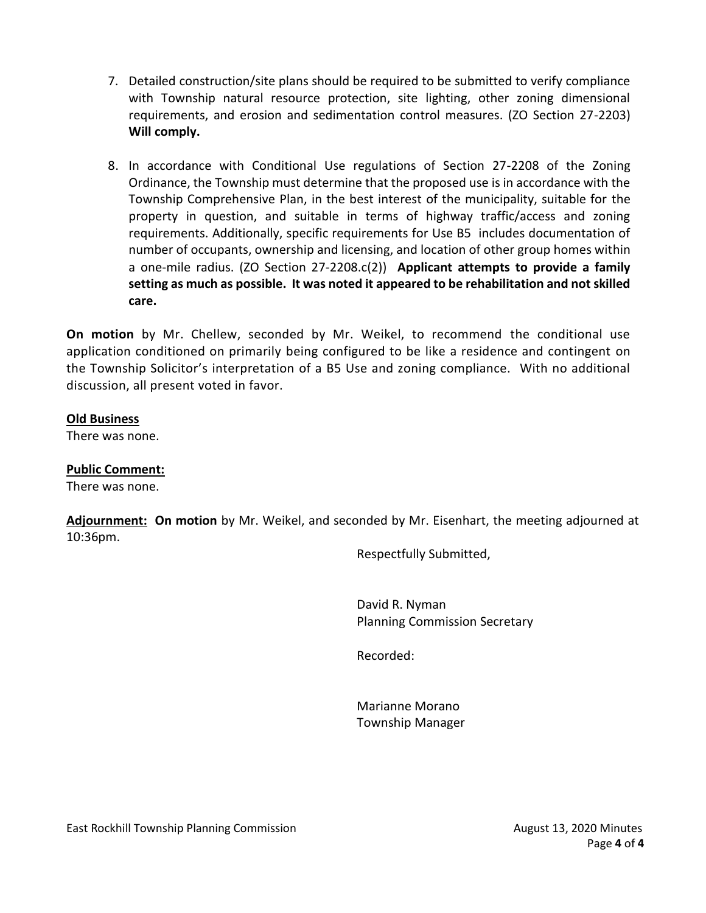7. Detailed construction/site plans should be required to be submitted to verify compliance with Township natural resource protection, site lighting, other zoning dimensional requirements, and erosion and sedimentation control measures. (ZO Section 27-2203) **Will comply.**

8. In accordance with Conditional Use regulations of Section 27-2208 of the Zoning Ordinance, the Township must determine that the proposed use is in accordance with the Township Comprehensive Plan, in the best interest of the municipality, suitable for the property in question, and suitable in terms of highway traffic/access and zoning requirements. Additionally, specific requirements for Use B5 includes documentation of number of occupants, ownership and licensing, and location of other group homes within a one-mile radius. (ZO Section 27-2208.c(2)) **Applicant attempts to provide a family setting as much as possible. It was noted it appeared to be rehabilitation and not skilled care.**

**On motion** by Mr. Chellew, seconded by Mr. Weikel, to recommend the conditional use application conditioned on primarily being configured to be like a residence and contingent on the Township Solicitor's interpretation of a B5 Use and zoning compliance. With no additional discussion, all present voted in favor.

**<u>Old Business</u>**
There was none.

**<u>Public Comment:</u>**
There was none.

**<u>Adjournment:</u> On motion** by Mr. Weikel, and seconded by Mr. Eisenhart, the meeting adjourned at 10:36pm.

Respectfully Submitted,

David R. Nyman
Planning Commission Secretary

Recorded:

Marianne Morano
Township Manager